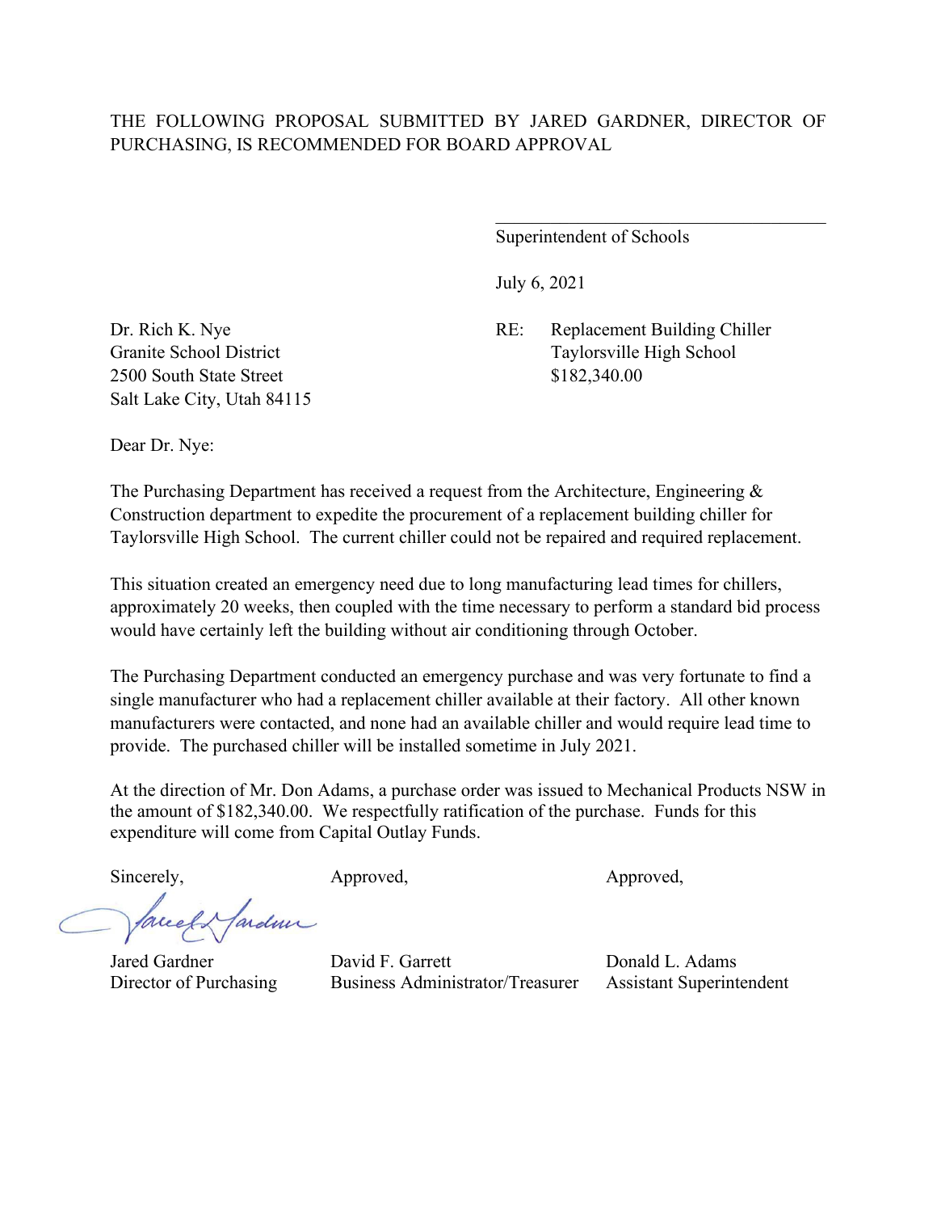THE FOLLOWING PROPOSAL SUBMITTED BY JARED GARDNER, DIRECTOR OF PURCHASING, IS RECOMMENDED FOR BOARD APPROVAL

\_\_\_\_\_\_\_\_\_\_\_\_\_\_\_\_\_\_\_\_\_\_\_\_\_\_\_\_\_\_\_\_\_\_\_\_

Superintendent of Schools

July 6, 2021

Dr. Rich K. Nye
Granite School District
2500 South State Street
Salt Lake City, Utah 84115

RE: Replacement Building Chiller
Taylorsville High School
$182,340.00

Dear Dr. Nye:

The Purchasing Department has received a request from the Architecture, Engineering & Construction department to expedite the procurement of a replacement building chiller for Taylorsville High School. The current chiller could not be repaired and required replacement.

This situation created an emergency need due to long manufacturing lead times for chillers, approximately 20 weeks, then coupled with the time necessary to perform a standard bid process would have certainly left the building without air conditioning through October.

The Purchasing Department conducted an emergency purchase and was very fortunate to find a single manufacturer who had a replacement chiller available at their factory. All other known manufacturers were contacted, and none had an available chiller and would require lead time to provide. The purchased chiller will be installed sometime in July 2021.

At the direction of Mr. Don Adams, a purchase order was issued to Mechanical Products NSW in the amount of $182,340.00. We respectfully ratification of the purchase. Funds for this expenditure will come from Capital Outlay Funds.

| Sincerely, | Approved, | Approved, |
|---|---|---|
| Jared Gardner | David F. Garrett | Donald L. Adams |
| Director of Purchasing | Business Administrator/Treasurer | Assistant Superintendent |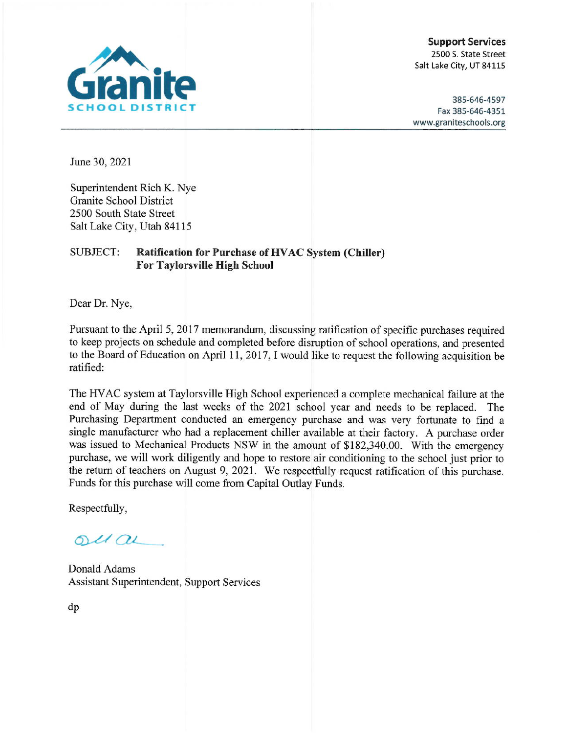Granite SCHOOL DISTRICT

**Support Services**
2500 S. State Street
Salt Lake City, UT 84115

385-646-4597
Fax 385-646-4351
www.graniteschools.org

June 30, 2021

Superintendent Rich K. Nye
Granite School District
2500 South State Street
Salt Lake City, Utah 84115

SUBJECT: **Ratification for Purchase of HVAC System (Chiller) For Taylorsville High School**

Dear Dr. Nye,

Pursuant to the April 5, 2017 memorandum, discussing ratification of specific purchases required to keep projects on schedule and completed before disruption of school operations, and presented to the Board of Education on April 11, 2017, I would like to request the following acquisition be ratified:

The HVAC system at Taylorsville High School experienced a complete mechanical failure at the end of May during the last weeks of the 2021 school year and needs to be replaced. The Purchasing Department conducted an emergency purchase and was very fortunate to find a single manufacturer who had a replacement chiller available at their factory. A purchase order was issued to Mechanical Products NSW in the amount of $182,340.00. With the emergency purchase, we will work diligently and hope to restore air conditioning to the school just prior to the return of teachers on August 9, 2021. We respectfully request ratification of this purchase. Funds for this purchase will come from Capital Outlay Funds.

Respectfully,

Donald Adams
Assistant Superintendent, Support Services

dp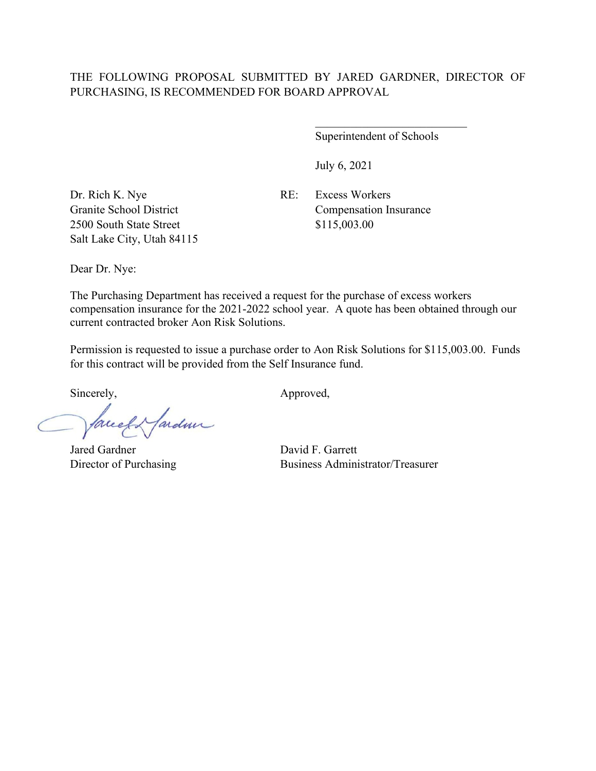THE FOLLOWING PROPOSAL SUBMITTED BY JARED GARDNER, DIRECTOR OF PURCHASING, IS RECOMMENDED FOR BOARD APPROVAL

___________________________
Superintendent of Schools

July 6, 2021

Dr. Rich K. Nye
Granite School District
2500 South State Street
Salt Lake City, Utah 84115

RE: Excess Workers Compensation Insurance
$115,003.00

Dear Dr. Nye:

The Purchasing Department has received a request for the purchase of excess workers compensation insurance for the 2021-2022 school year. A quote has been obtained through our current contracted broker Aon Risk Solutions.

Permission is requested to issue a purchase order to Aon Risk Solutions for $115,003.00. Funds for this contract will be provided from the Self Insurance fund.

Sincerely,

Jared Gardner
Director of Purchasing

Approved,

David F. Garrett
Business Administrator/Treasurer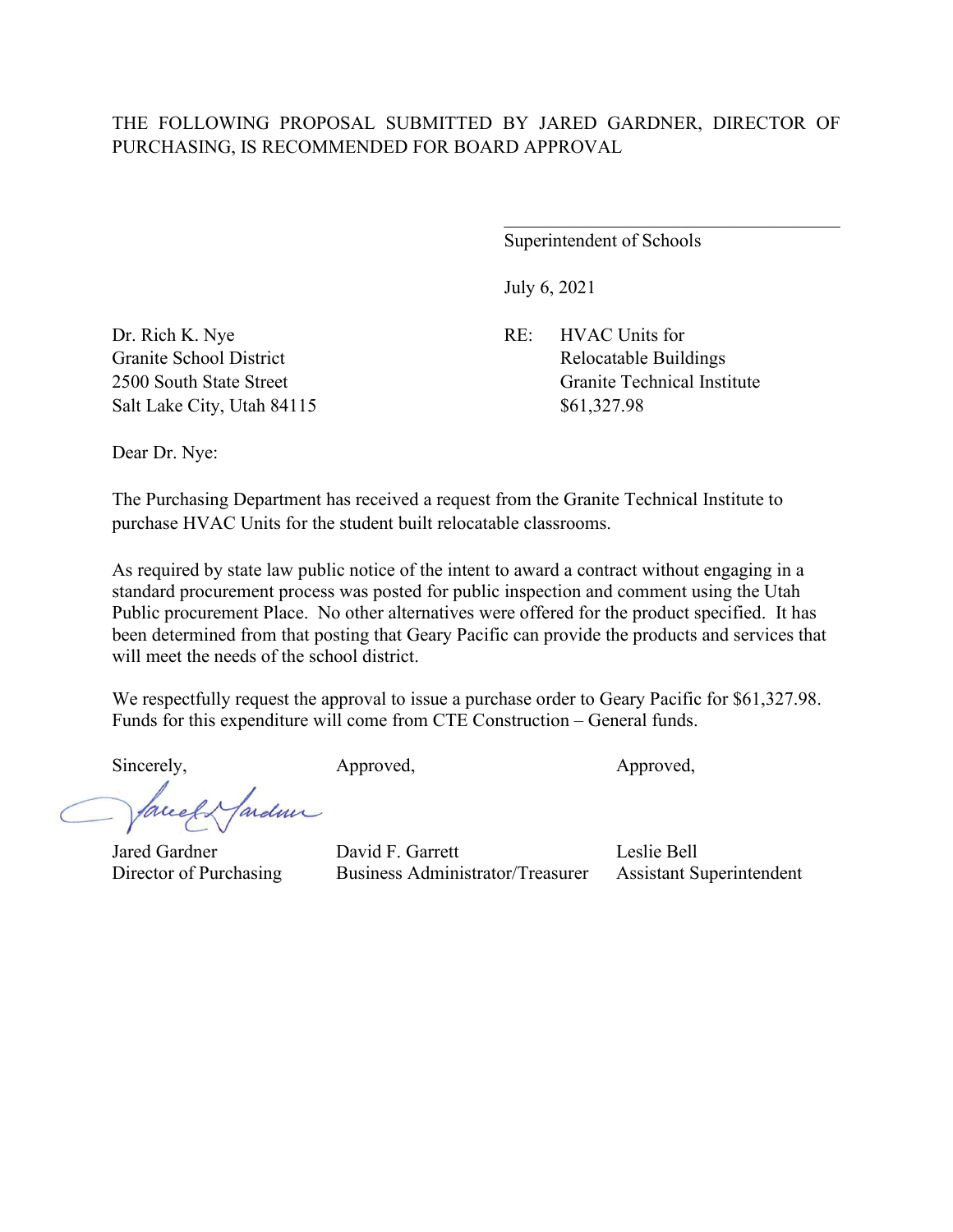THE FOLLOWING PROPOSAL SUBMITTED BY JARED GARDNER, DIRECTOR OF PURCHASING, IS RECOMMENDED FOR BOARD APPROVAL

\_\_\_\_\_\_\_\_\_\_\_\_\_\_\_\_\_\_\_\_\_\_\_\_\_\_\_\_\_\_\_\_\_\_\_\_

Superintendent of Schools

July 6, 2021

Dr. Rich K. Nye
Granite School District
2500 South State Street
Salt Lake City, Utah 84115

RE: HVAC Units for Relocatable Buildings
Granite Technical Institute
$61,327.98

Dear Dr. Nye:

The Purchasing Department has received a request from the Granite Technical Institute to purchase HVAC Units for the student built relocatable classrooms.

As required by state law public notice of the intent to award a contract without engaging in a standard procurement process was posted for public inspection and comment using the Utah Public procurement Place. No other alternatives were offered for the product specified. It has been determined from that posting that Geary Pacific can provide the products and services that will meet the needs of the school district.

We respectfully request the approval to issue a purchase order to Geary Pacific for $61,327.98. Funds for this expenditure will come from CTE Construction – General funds.

| Sincerely, | Approved, | Approved, |
|---|---|---|
| Jared Gardner | David F. Garrett | Leslie Bell |
| Director of Purchasing | Business Administrator/Treasurer | Assistant Superintendent |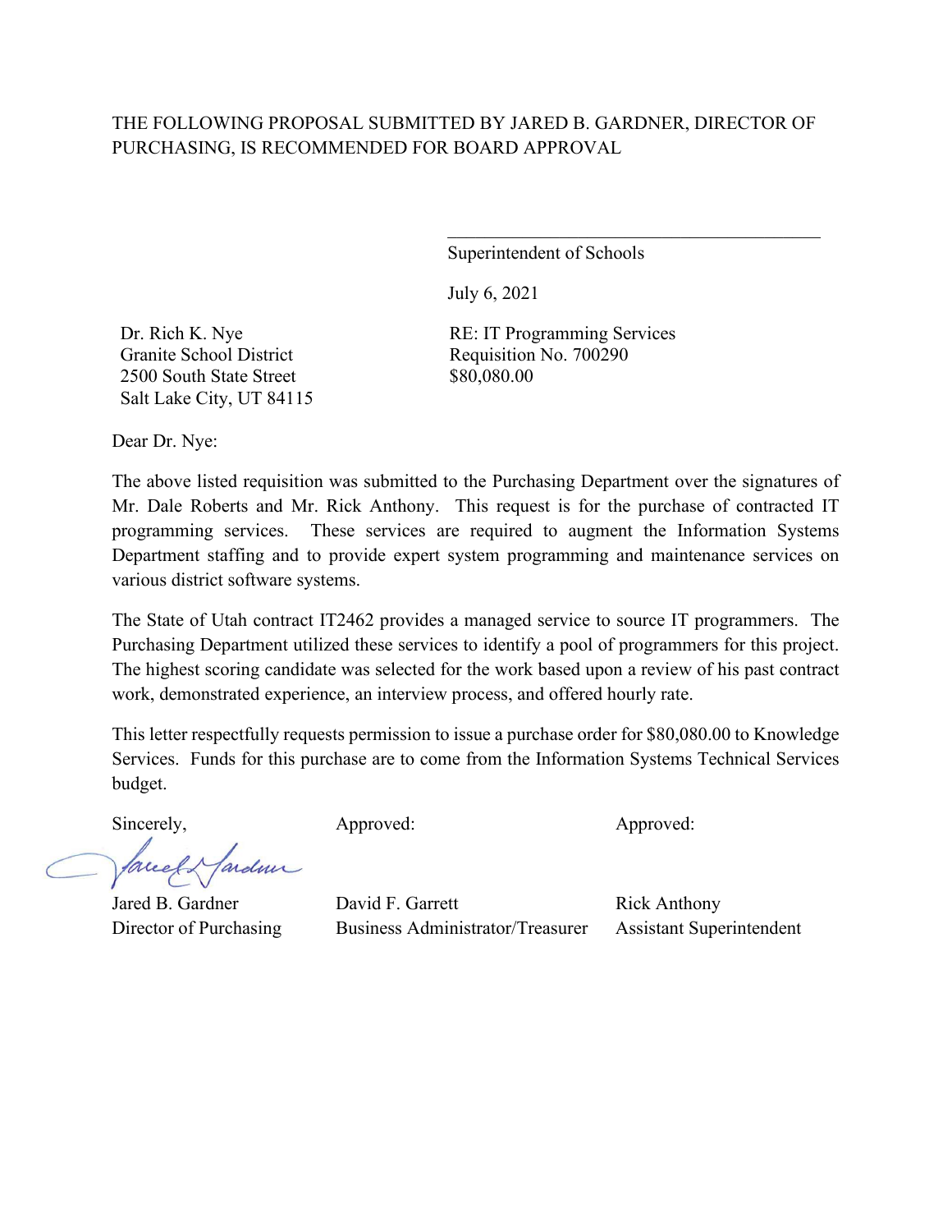THE FOLLOWING PROPOSAL SUBMITTED BY JARED B. GARDNER, DIRECTOR OF PURCHASING, IS RECOMMENDED FOR BOARD APPROVAL

\_\_\_\_\_\_\_\_\_\_\_\_\_\_\_\_\_\_\_\_\_\_\_\_\_\_\_\_\_\_\_\_\_\_\_\_\_\_

Superintendent of Schools

July 6, 2021

Dr. Rich K. Nye
Granite School District
2500 South State Street
Salt Lake City, UT 84115

RE: IT Programming Services
Requisition No. 700290
$80,080.00

Dear Dr. Nye:

The above listed requisition was submitted to the Purchasing Department over the signatures of Mr. Dale Roberts and Mr. Rick Anthony. This request is for the purchase of contracted IT programming services. These services are required to augment the Information Systems Department staffing and to provide expert system programming and maintenance services on various district software systems.

The State of Utah contract IT2462 provides a managed service to source IT programmers. The Purchasing Department utilized these services to identify a pool of programmers for this project. The highest scoring candidate was selected for the work based upon a review of his past contract work, demonstrated experience, an interview process, and offered hourly rate.

This letter respectfully requests permission to issue a purchase order for $80,080.00 to Knowledge Services. Funds for this purchase are to come from the Information Systems Technical Services budget.

| Sincerely, | Approved: | Approved: |
|---|---|---|
| Jared B. Gardner | David F. Garrett | Rick Anthony |
| Director of Purchasing | Business Administrator/Treasurer | Assistant Superintendent |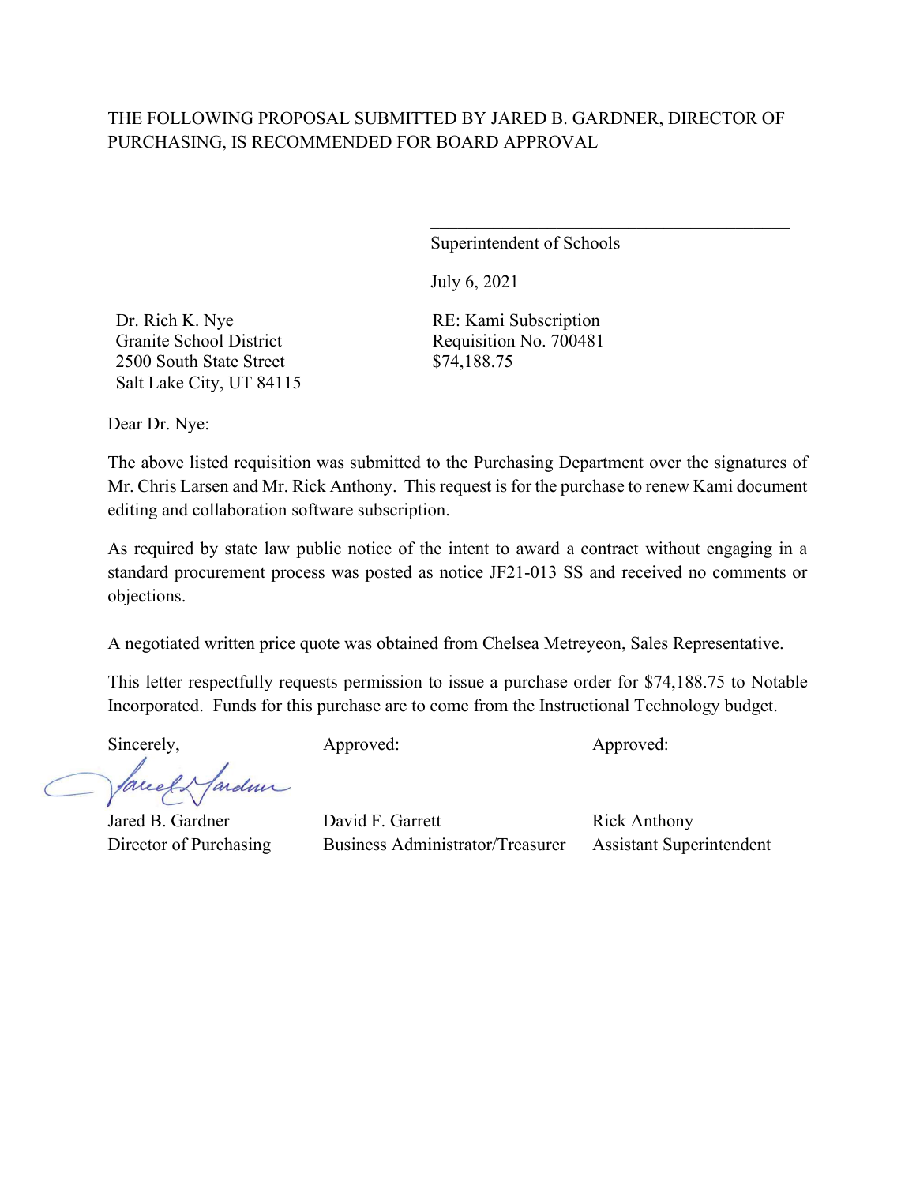THE FOLLOWING PROPOSAL SUBMITTED BY JARED B. GARDNER, DIRECTOR OF PURCHASING, IS RECOMMENDED FOR BOARD APPROVAL

\_\_\_\_\_\_\_\_\_\_\_\_\_\_\_\_\_\_\_\_\_\_\_\_\_\_\_\_\_\_\_\_\_\_\_\_\_\_\_\_

Superintendent of Schools

July 6, 2021

Dr. Rich K. Nye
Granite School District
2500 South State Street
Salt Lake City, UT 84115

RE: Kami Subscription
Requisition No. 700481
$74,188.75

Dear Dr. Nye:

The above listed requisition was submitted to the Purchasing Department over the signatures of Mr. Chris Larsen and Mr. Rick Anthony. This request is for the purchase to renew Kami document editing and collaboration software subscription.

As required by state law public notice of the intent to award a contract without engaging in a standard procurement process was posted as notice JF21-013 SS and received no comments or objections.

A negotiated written price quote was obtained from Chelsea Metreyeon, Sales Representative.

This letter respectfully requests permission to issue a purchase order for $74,188.75 to Notable Incorporated. Funds for this purchase are to come from the Instructional Technology budget.

| Sincerely, | Approved: | Approved: |
|---|---|---|
| Jared B. Gardner | David F. Garrett | Rick Anthony |
| Director of Purchasing | Business Administrator/Treasurer | Assistant Superintendent |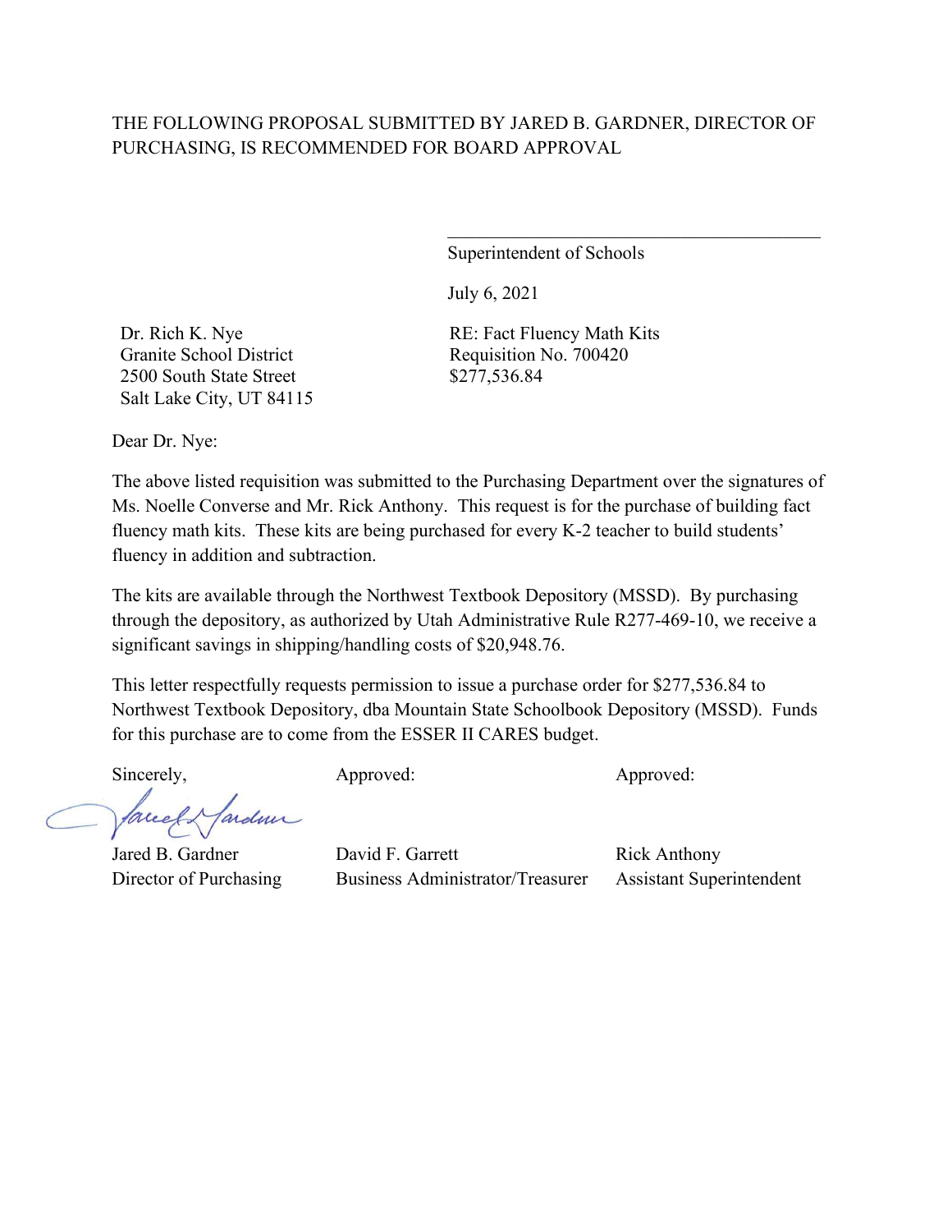THE FOLLOWING PROPOSAL SUBMITTED BY JARED B. GARDNER, DIRECTOR OF PURCHASING, IS RECOMMENDED FOR BOARD APPROVAL

\_\_\_\_\_\_\_\_\_\_\_\_\_\_\_\_\_\_\_\_\_\_\_\_\_\_\_\_\_\_\_\_\_\_\_\_\_\_\_\_

Superintendent of Schools

July 6, 2021

Dr. Rich K. Nye
Granite School District
2500 South State Street
Salt Lake City, UT 84115

RE: Fact Fluency Math Kits
Requisition No. 700420
$277,536.84

Dear Dr. Nye:

The above listed requisition was submitted to the Purchasing Department over the signatures of Ms. Noelle Converse and Mr. Rick Anthony. This request is for the purchase of building fact fluency math kits. These kits are being purchased for every K-2 teacher to build students' fluency in addition and subtraction.

The kits are available through the Northwest Textbook Depository (MSSD). By purchasing through the depository, as authorized by Utah Administrative Rule R277-469-10, we receive a significant savings in shipping/handling costs of $20,948.76.

This letter respectfully requests permission to issue a purchase order for $277,536.84 to Northwest Textbook Depository, dba Mountain State Schoolbook Depository (MSSD). Funds for this purchase are to come from the ESSER II CARES budget.

| Sincerely, | Approved: | Approved: |
|---|---|---|
| Jared B. Gardner | David F. Garrett | Rick Anthony |
| Director of Purchasing | Business Administrator/Treasurer | Assistant Superintendent |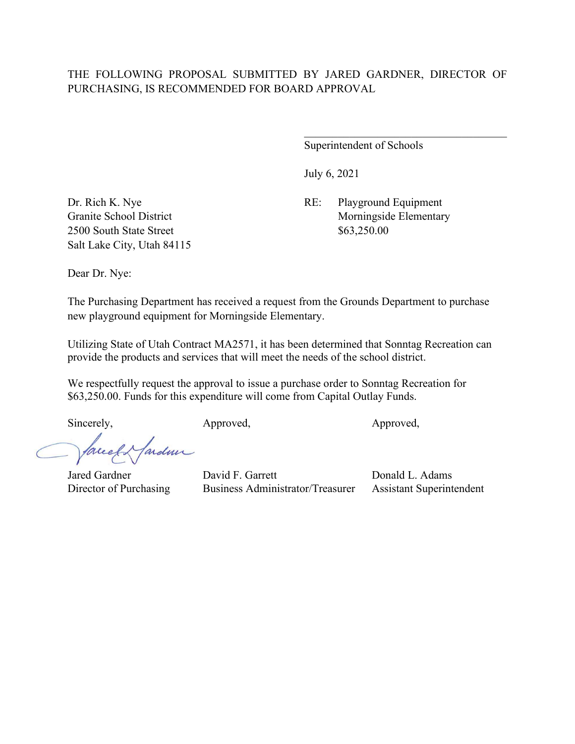THE FOLLOWING PROPOSAL SUBMITTED BY JARED GARDNER, DIRECTOR OF PURCHASING, IS RECOMMENDED FOR BOARD APPROVAL

\_\_\_\_\_\_\_\_\_\_\_\_\_\_\_\_\_\_\_\_\_\_\_\_\_\_\_\_\_\_\_\_\_\_\_\_

Superintendent of Schools

July 6, 2021

Dr. Rich K. Nye
Granite School District
2500 South State Street
Salt Lake City, Utah 84115

RE: Playground Equipment
Morningside Elementary
$63,250.00

Dear Dr. Nye:

The Purchasing Department has received a request from the Grounds Department to purchase new playground equipment for Morningside Elementary.

Utilizing State of Utah Contract MA2571, it has been determined that Sonntag Recreation can provide the products and services that will meet the needs of the school district.

We respectfully request the approval to issue a purchase order to Sonntag Recreation for $63,250.00. Funds for this expenditure will come from Capital Outlay Funds.

| Sincerely, | Approved, | Approved, |
|---|---|---|
| Jared Gardner | David F. Garrett | Donald L. Adams |
| Director of Purchasing | Business Administrator/Treasurer | Assistant Superintendent |